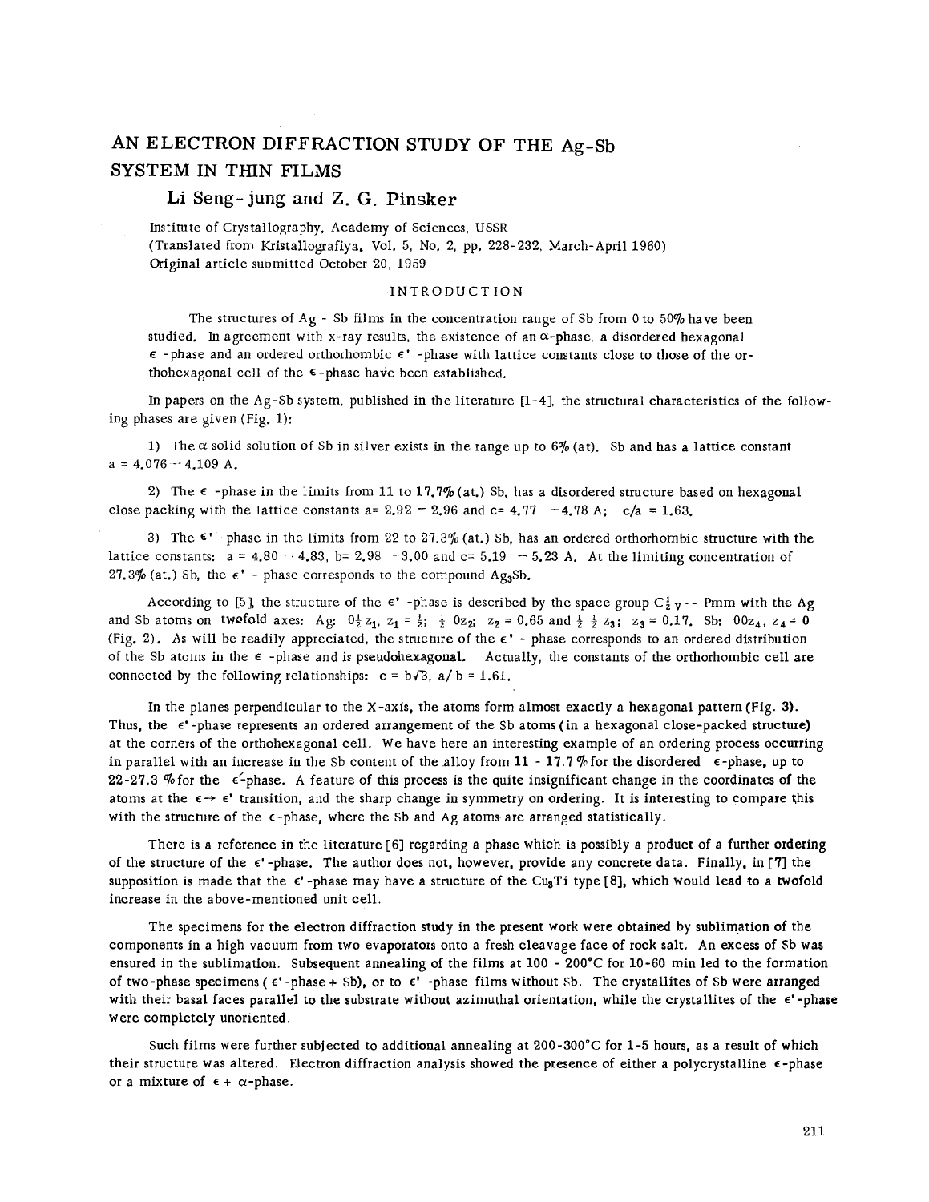# AN ELECTRON DIFFRACTION STUDY OF THE Ag-Sb SYSTEM IN THIN FILMS

## Li Seng-jung and Z. G. Pinsker

Institute of Crystallography, Academy of Sciences, USSR
(Translated from Kristallografiya, Vol. 5, No. 2, pp. 228-232, March-April 1960)
Original article submitted October 20, 1959

### INTRODUCTION

The structures of Ag - Sb films in the concentration range of Sb from 0 to 50% have been studied. In agreement with x-ray results, the existence of an $\alpha$-phase, a disordered hexagonal $\epsilon$ -phase and an ordered orthorhombic $\epsilon'$ -phase with lattice constants close to those of the orthohexagonal cell of the $\epsilon$-phase have been established.

In papers on the Ag-Sb system, published in the literature [1-4], the structural characteristics of the following phases are given (Fig. 1):

1) The $\alpha$ solid solution of Sb in silver exists in the range up to 6% (at). Sb and has a lattice constant a = 4.076 -- 4.109 A.

2) The $\epsilon$ -phase in the limits from 11 to 17.7% (at.) Sb, has a disordered structure based on hexagonal close packing with the lattice constants a= 2.92 – 2.96 and c= 4.77 – 4.78 A; c/a = 1.63.

3) The $\epsilon'$ -phase in the limits from 22 to 27.3% (at.) Sb, has an ordered orthorhombic structure with the lattice constants: a = 4.80 – 4.83, b= 2.98 – 3.00 and c= 5.19 – 5.23 A. At the limiting concentration of 27.3% (at.) Sb, the $\epsilon'$ - phase corresponds to the compound $Ag_3Sb$.

According to [5], the structure of the $\epsilon'$ -phase is described by the space group $C_{2v}^1$ -- Pmm with the Ag and Sb atoms on twofold axes: Ag: $0\frac{1}{2}z_1$, $z_1 = \frac{1}{2}$; $\frac{1}{2}\,0z_2$; $z_2 = 0.65$ and $\frac{1}{2}\,\frac{1}{2}\,z_3$; $z_3 = 0.17$. Sb: $00z_4$, $z_4 = 0$ (Fig. 2). As will be readily appreciated, the structure of the $\epsilon'$ - phase corresponds to an ordered distribution of the Sb atoms in the $\epsilon$ -phase and is pseudohexagonal. Actually, the constants of the orthorhombic cell are connected by the following relationships: $c = b\sqrt{3}$, $a/b = 1.61$.

In the planes perpendicular to the X-axis, the atoms form almost exactly a hexagonal pattern (Fig. 3). Thus, the $\epsilon'$-phase represents an ordered arrangement of the Sb atoms (in a hexagonal close-packed structure) at the corners of the orthohexagonal cell. We have here an interesting example of an ordering process occurring in parallel with an increase in the Sb content of the alloy from 11 - 17.7 % for the disordered $\epsilon$-phase, up to 22-27.3 % for the $\epsilon'$-phase. A feature of this process is the quite insignificant change in the coordinates of the atoms at the $\epsilon \rightarrow \epsilon'$ transition, and the sharp change in symmetry on ordering. It is interesting to compare this with the structure of the $\epsilon$-phase, where the Sb and Ag atoms are arranged statistically.

There is a reference in the literature [6] regarding a phase which is possibly a product of a further ordering of the structure of the $\epsilon'$-phase. The author does not, however, provide any concrete data. Finally, in [7] the supposition is made that the $\epsilon'$-phase may have a structure of the $Cu_3Ti$ type [8], which would lead to a twofold increase in the above-mentioned unit cell.

The specimens for the electron diffraction study in the present work were obtained by sublimation of the components in a high vacuum from two evaporators onto a fresh cleavage face of rock salt. An excess of Sb was ensured in the sublimation. Subsequent annealing of the films at 100 - 200°C for 10-60 min led to the formation of two-phase specimens ( $\epsilon'$ -phase + Sb), or to $\epsilon'$ -phase films without Sb. The crystallites of Sb were arranged with their basal faces parallel to the substrate without azimuthal orientation, while the crystallites of the $\epsilon'$-phase were completely unoriented.

Such films were further subjected to additional annealing at 200-300°C for 1-5 hours, as a result of which their structure was altered. Electron diffraction analysis showed the presence of either a polycrystalline $\epsilon$-phase or a mixture of $\epsilon + \alpha$-phase.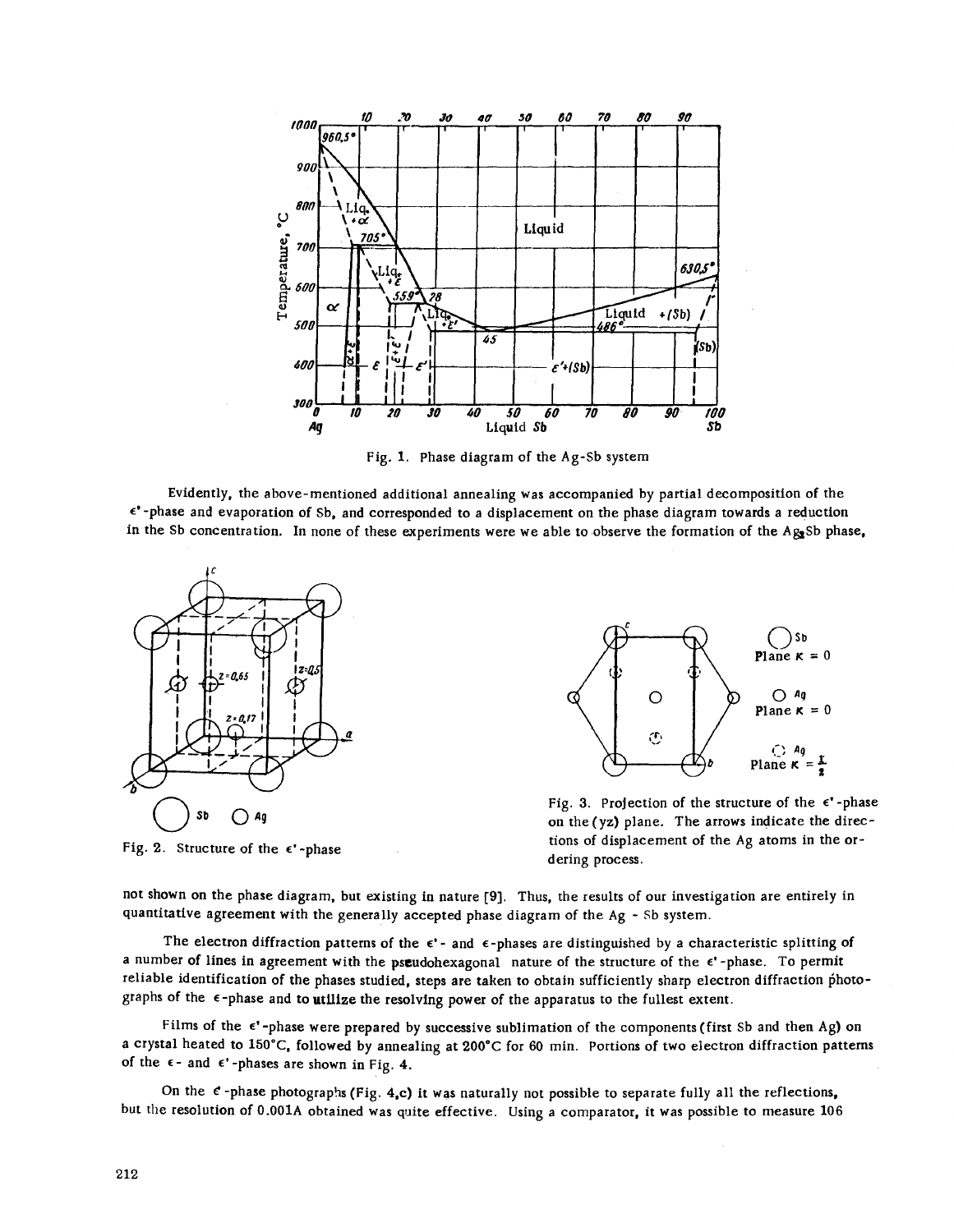Fig. 1. Phase diagram of the Ag-Sb system

Evidently, the above-mentioned additional annealing was accompanied by partial decomposition of the ε'-phase and evaporation of Sb, and corresponded to a displacement on the phase diagram towards a reduction in the Sb concentration. In none of these experiments were we able to observe the formation of the $Ag_3Sb$ phase,

Fig. 2. Structure of the ε'-phase

Fig. 3. Projection of the structure of the ε'-phase on the (yz) plane. The arrows indicate the directions of displacement of the Ag atoms in the ordering process.

not shown on the phase diagram, but existing in nature [9]. Thus, the results of our investigation are entirely in quantitative agreement with the generally accepted phase diagram of the Ag - Sb system.

The electron diffraction patterns of the ε'- and ε-phases are distinguished by a characteristic splitting of a number of lines in agreement with the pseudohexagonal nature of the structure of the ε'-phase. To permit reliable identification of the phases studied, steps are taken to obtain sufficiently sharp electron diffraction photographs of the ε-phase and to utilize the resolving power of the apparatus to the fullest extent.

Films of the ε'-phase were prepared by successive sublimation of the components (first Sb and then Ag) on a crystal heated to 150°C, followed by annealing at 200°C for 60 min. Portions of two electron diffraction patterns of the ε- and ε'-phases are shown in Fig. 4.

On the ε'-phase photographs (Fig. 4,c) it was naturally not possible to separate fully all the reflections, but the resolution of 0.001A obtained was quite effective. Using a comparator, it was possible to measure 106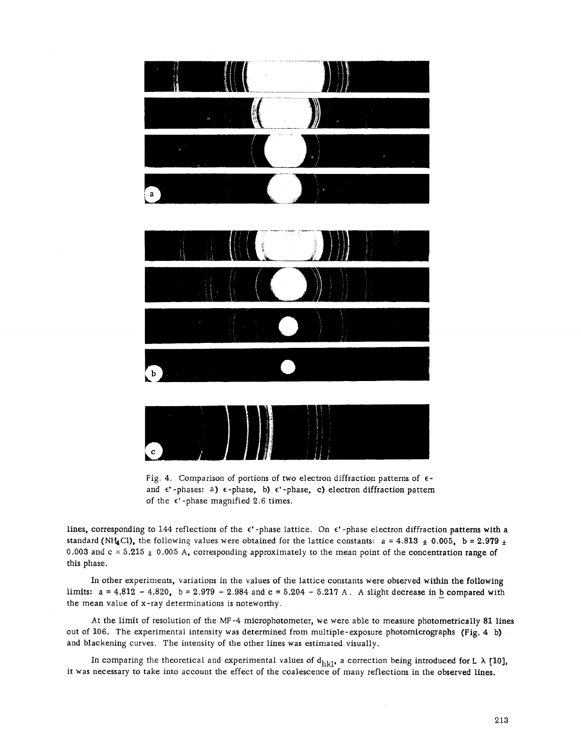Fig. 4. Comparison of portions of two electron diffraction patterns of $\epsilon$- and $\epsilon'$-phases: a) $\epsilon$-phase, b) $\epsilon'$-phase, c) electron diffraction pattern of the $\epsilon'$-phase magnified 2.6 times.

lines, corresponding to 144 reflections of the $\epsilon'$-phase lattice. On $\epsilon'$-phase electron diffraction patterns with a standard ($NH_4Cl$), the following values were obtained for the lattice constants: $a = 4.813 \pm 0.005$, $b = 2.979 \pm 0.003$ and $c = 5.215 \pm 0.005$ A, corresponding approximately to the mean point of the concentration range of this phase.

In other experiments, variations in the values of the lattice constants were observed within the following limits: $a = 4.812 - 4.820$, $b = 2.979 - 2.984$ and $c = 5.204 - 5.217$ A. A slight decrease in $b$ compared with the mean value of x-ray determinations is noteworthy.

At the limit of resolution of the MF-4 microphotometer, we were able to measure photometrically 81 lines out of 106. The experimental intensity was determined from multiple-exposure photomicrographs (Fig. 4 b) and blackening curves. The intensity of the other lines was estimated visually.

In comparing the theoretical and experimental values of $d_{hkl}$, a correction being introduced for $L\lambda$ [10], it was necessary to take into account the effect of the coalescence of many reflections in the observed lines.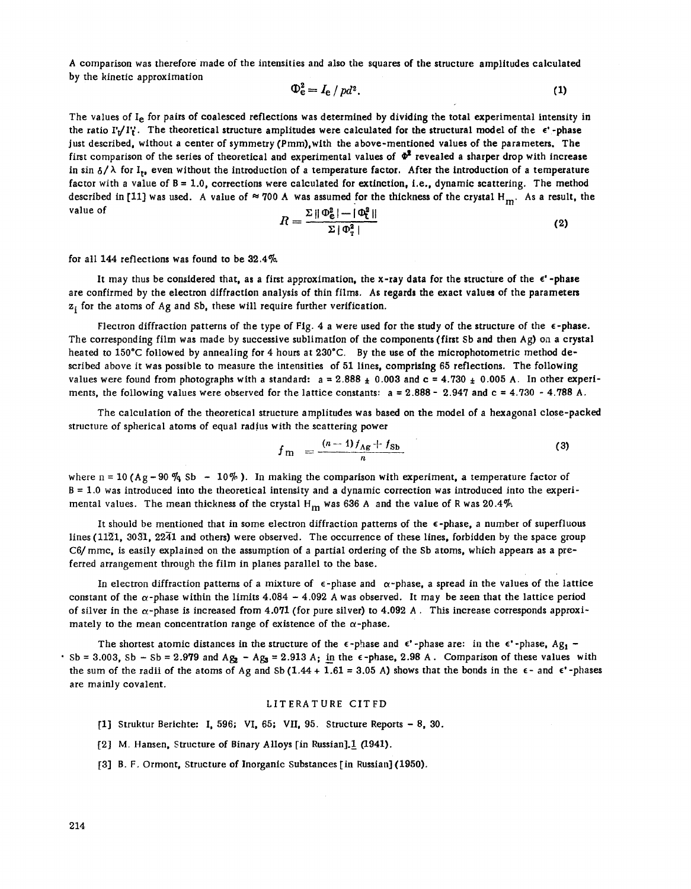A comparison was therefore made of the intensities and also the squares of the structure amplitudes calculated by the kinetic approximation

$$\Phi_e^2 = I_e / pd^2. \tag{1}$$

The values of $I_e$ for pairs of coalesced reflections was determined by dividing the total experimental intensity in the ratio $I'_t/I''_t$. The theoretical structure amplitudes were calculated for the structural model of the ε'-phase just described, without a center of symmetry (Pmm), with the above-mentioned values of the parameters. The first comparison of the series of theoretical and experimental values of $\Phi^2$ revealed a sharper drop with increase in sin δ/λ for $I_t$, even without the introduction of a temperature factor. After the introduction of a temperature factor with a value of B = 1.0, corrections were calculated for extinction, i.e., dynamic scattering. The method described in [11] was used. A value of ≈ 700 A was assumed for the thickness of the crystal $H_m$. As a result, the value of

$$R = \frac{\Sigma \| \Phi_e^2 | - | \Phi_t^2 \|}{\Sigma | \Phi_T^2 |} \tag{2}$$

for all 144 reflections was found to be 32.4%.

It may thus be considered that, as a first approximation, the x-ray data for the structure of the ε'-phase are confirmed by the electron diffraction analysis of thin films. As regards the exact values of the parameters $z_i$ for the atoms of Ag and Sb, these will require further verification.

Electron diffraction patterns of the type of Fig. 4 a were used for the study of the structure of the ε-phase. The corresponding film was made by successive sublimation of the components (first Sb and then Ag) on a crystal heated to 150°C followed by annealing for 4 hours at 230°C. By the use of the microphotometric method described above it was possible to measure the intensities of 51 lines, comprising 65 reflections. The following values were found from photographs with a standard: a = 2.888 ± 0.003 and c = 4.730 ± 0.005 A. In other experiments, the following values were observed for the lattice constants: a = 2.888 - 2.947 and c = 4.730 - 4.788 A.

The calculation of the theoretical structure amplitudes was based on the model of a hexagonal close-packed structure of spherical atoms of equal radius with the scattering power

$$f_m = \frac{(n-1) f_{Ag} + f_{Sb}}{n} \tag{3}$$

where n = 10 (Ag – 90 % Sb – 10% ). In making the comparison with experiment, a temperature factor of B = 1.0 was introduced into the theoretical intensity and a dynamic correction was introduced into the experimental values. The mean thickness of the crystal $H_m$ was 636 A and the value of R was 20.4%.

It should be mentioned that in some electron diffraction patterns of the ε-phase, a number of superfluous lines (11$\bar{2}$1, 30$\bar{3}$1, 22$\bar{4}$1 and others) were observed. The occurrence of these lines, forbidden by the space group C6/mmc, is easily explained on the assumption of a partial ordering of the Sb atoms, which appears as a preferred arrangement through the film in planes parallel to the base.

In electron diffraction patterns of a mixture of ε-phase and α-phase, a spread in the values of the lattice constant of the α-phase within the limits 4.084 – 4.092 A was observed. It may be seen that the lattice period of silver in the α-phase is increased from 4.071 (for pure silver) to 4.092 A . This increase corresponds approximately to the mean concentration range of existence of the α-phase.

The shortest atomic distances in the structure of the ε-phase and ε'-phase are: in the ε'-phase, $Ag_1$ – Sb = 3.003, Sb – Sb = 2.979 and $Ag_2$ – $Ag_3$ = 2.913 A; in the ε-phase, 2.98 A . Comparison of these values with the sum of the radii of the atoms of Ag and Sb (1.44 + 1.61 = 3.05 A) shows that the bonds in the ε- and ε'-phases are mainly covalent.

## LITERATURE CITED

[1] Struktur Berichte: I, 596; VI, 65; VII, 95. Structure Reports – 8, 30.

[2] M. Hansen, Structure of Binary Alloys [in Russian].1 (1941).

[3] B. F. Ormont, Structure of Inorganic Substances [in Russian] (1950).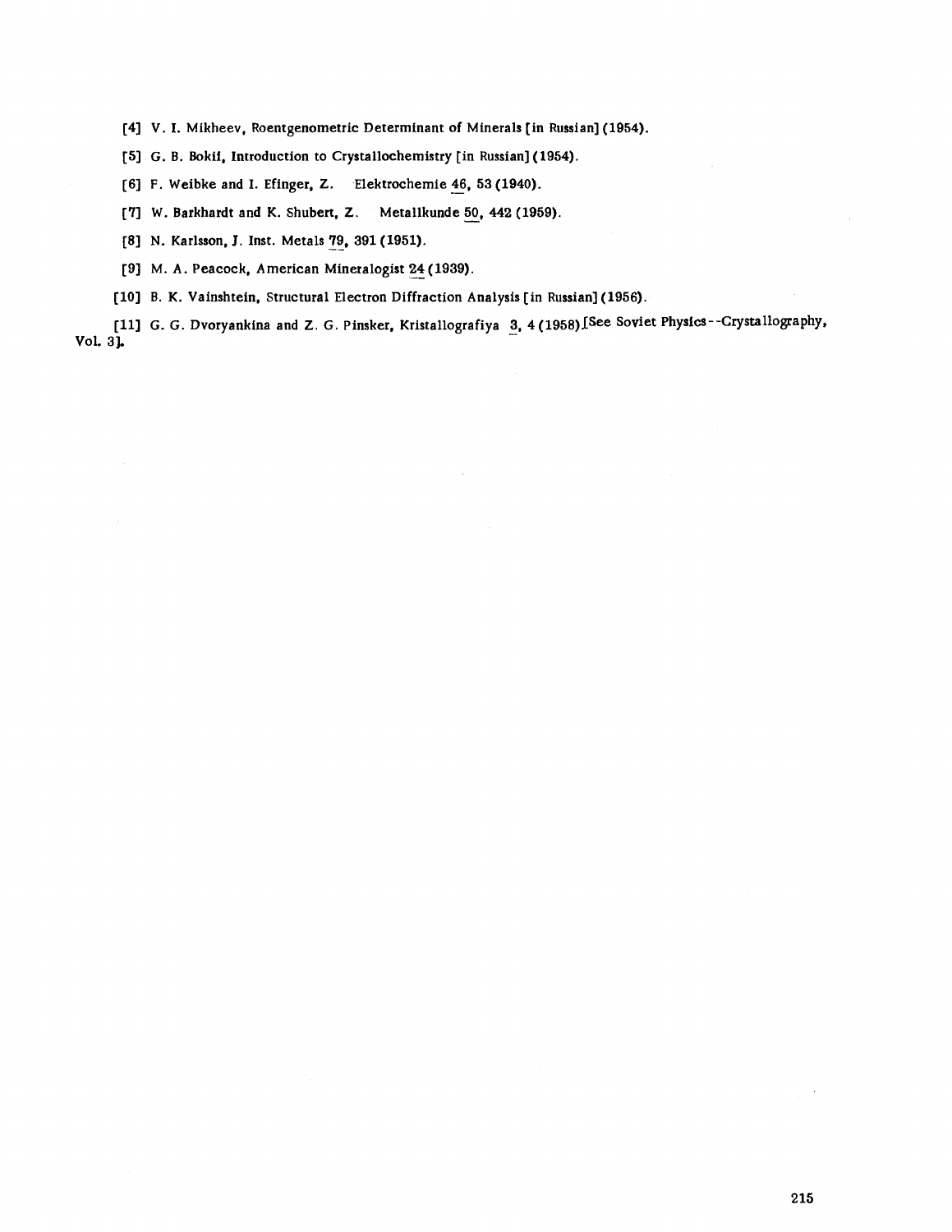[4] V. I. Mikheev, Roentgenometric Determinant of Minerals [in Russian] (1954).

[5] G. B. Bokii, Introduction to Crystallochemistry [in Russian] (1954).

[6] F. Weibke and I. Efinger, Z. Elektrochemie 46, 53 (1940).

[7] W. Barkhardt and K. Shubert, Z. Metallkunde 50, 442 (1959).

[8] N. Karlsson, J. Inst. Metals 79, 391 (1951).

[9] M. A. Peacock, American Mineralogist 24 (1939).

[10] B. K. Vainshtein, Structural Electron Diffraction Analysis [in Russian] (1956).

[11] G. G. Dvoryankina and Z. G. Pinsker, Kristallografiya 3, 4 (1958) [See Soviet Physics--Crystallography, Vol. 3].